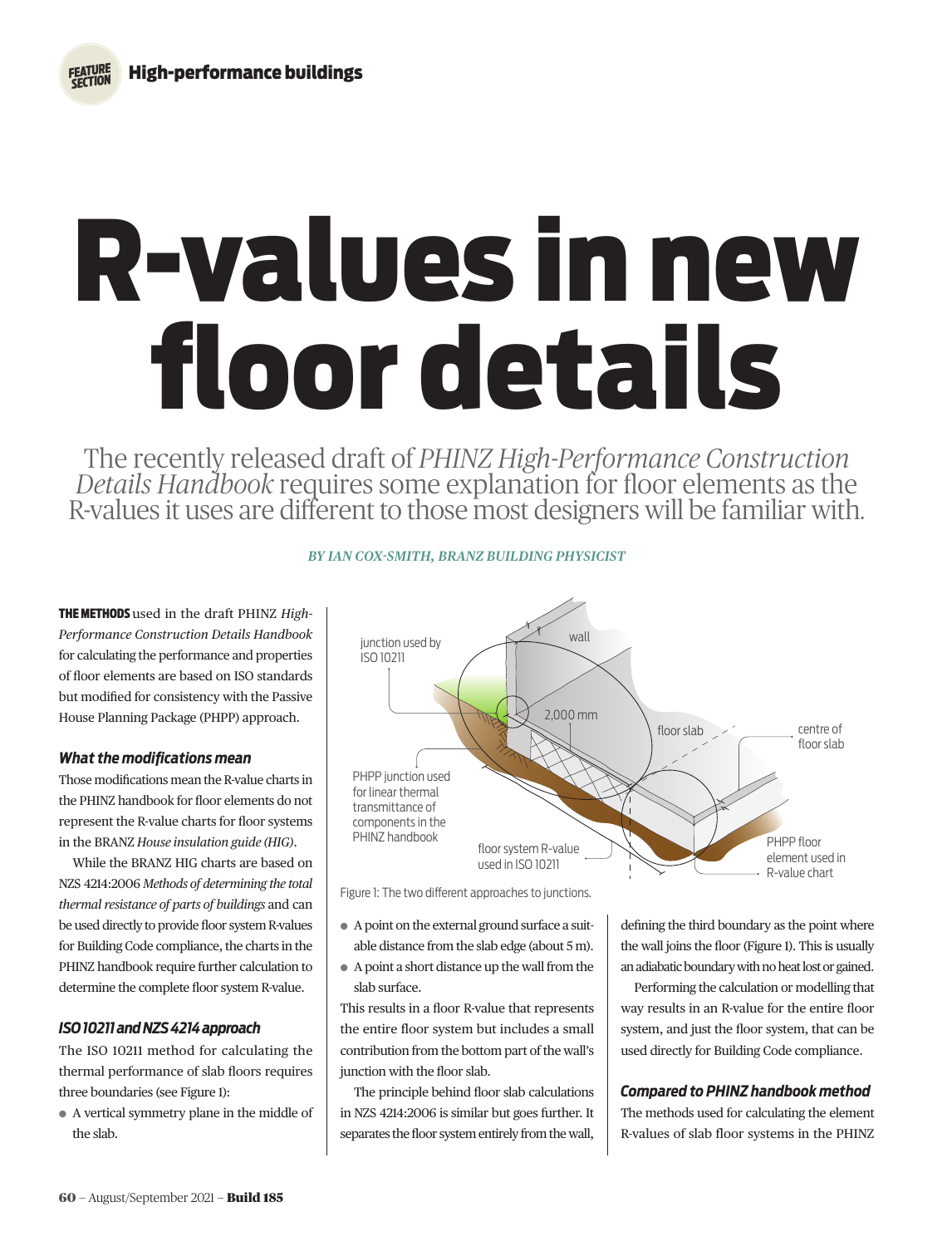# R-values in new floor details

The recently released draft of *PHINZ High-Performance Construction Details Handbook* requires some explanation for floor elements as the R-values it uses are different to those most designers will be familiar with.

*BY IAN COX-SMITH, BRANZ BUILDING PHYSICIST*

**THE METHODS** used in the draft PHINZ *High-Performance Construction Details Handbook* for calculating the performance and properties of floor elements are based on ISO standards but modified for consistency with the Passive House Planning Package (PHPP) approach.

### *What the modifications mean*

Those modifications mean the R-value charts in the PHINZ handbook for floor elements do not represent the R-value charts for floor systems in the BRANZ *House insulation guide (HIG)*.

While the BRANZ HIG charts are based on NZS 4214:2006 *Methods of determining the total thermal resistance of parts of buildings* and can be used directly to provide floor system R-values for Building Code compliance, the charts in the PHINZ handbook require further calculation to determine the complete floor system R-value.

### *ISO 10211 and NZS 4214 approach*

The ISO 10211 method for calculating the thermal performance of slab floors requires three boundaries (see Figure 1):

- A vertical symmetry plane in the middle of the slab.
- A point on the external ground surface a suitable distance from the slab edge (about 5 m).
- A point a short distance up the wall from the slab surface.

This results in a floor R-value that represents the entire floor system but includes a small contribution from the bottom part of the wall's junction with the floor slab.

The principle behind floor slab calculations in NZS 4214:2006 is similar but goes further. It separates the floor system entirely from the wall, defining the third boundary as the point where the wall joins the floor (Figure 1). This is usually an adiabatic boundary with no heat lost or gained.

Performing the calculation or modelling that way results in an R-value for the entire floor system, and just the floor system, that can be used directly for Building Code compliance.

Figure 1: The two different approaches to junctions.

### *Compared to PHINZ handbook method*

The methods used for calculating the element R-values of slab floor systems in the PHINZ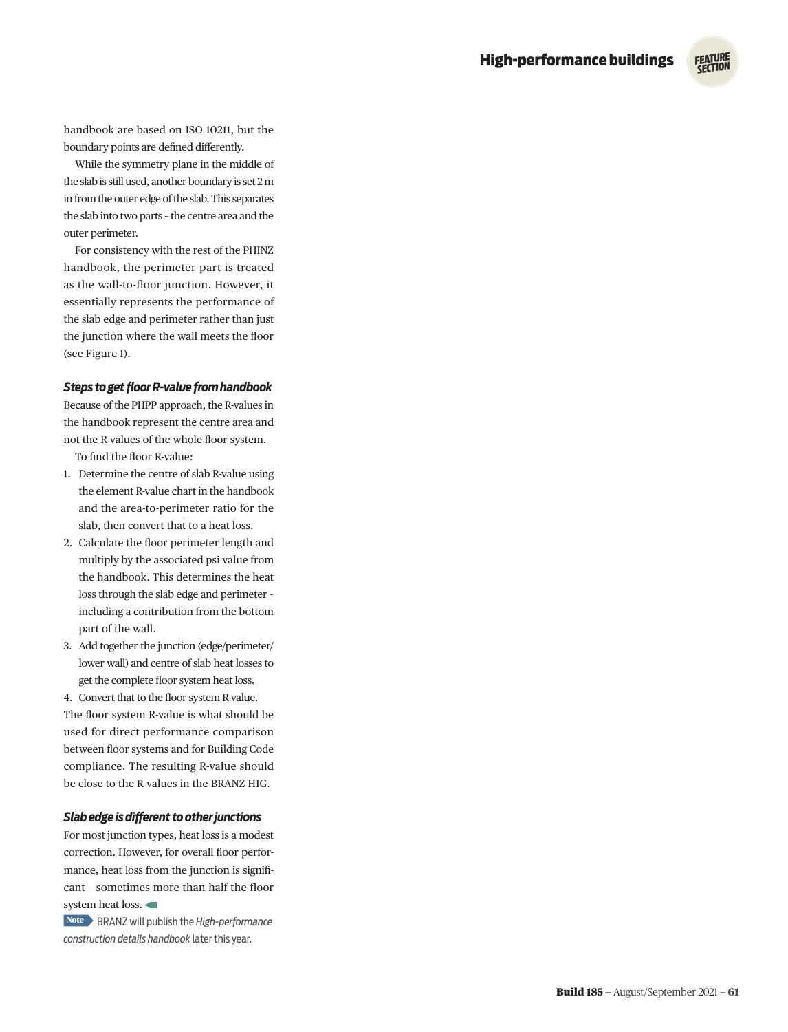handbook are based on ISO 10211, but the boundary points are defined differently.

While the symmetry plane in the middle of the slab is still used, another boundary is set 2 m in from the outer edge of the slab. This separates the slab into two parts - the centre area and the outer perimeter.

For consistency with the rest of the PHINZ handbook, the perimeter part is treated as the wall-to-floor junction. However, it essentially represents the performance of the slab edge and perimeter rather than just the junction where the wall meets the floor (see Figure 1).

### *Steps to get floor R-value from handbook*

Because of the PHPP approach, the R-values in the handbook represent the centre area and not the R-values of the whole floor system.

To find the floor R-value:

1. Determine the centre of slab R-value using the element R-value chart in the handbook and the area-to-perimeter ratio for the slab, then convert that to a heat loss.
2. Calculate the floor perimeter length and multiply by the associated psi value from the handbook. This determines the heat loss through the slab edge and perimeter - including a contribution from the bottom part of the wall.
3. Add together the junction (edge/perimeter/lower wall) and centre of slab heat losses to get the complete floor system heat loss.
4. Convert that to the floor system R-value.

The floor system R-value is what should be used for direct performance comparison between floor systems and for Building Code compliance. The resulting R-value should be close to the R-values in the BRANZ HIG.

### *Slab edge is different to other junctions*

For most junction types, heat loss is a modest correction. However, for overall floor performance, heat loss from the junction is significant - sometimes more than half the floor system heat loss.

**Note** BRANZ will publish the *High-performance construction details handbook* later this year.